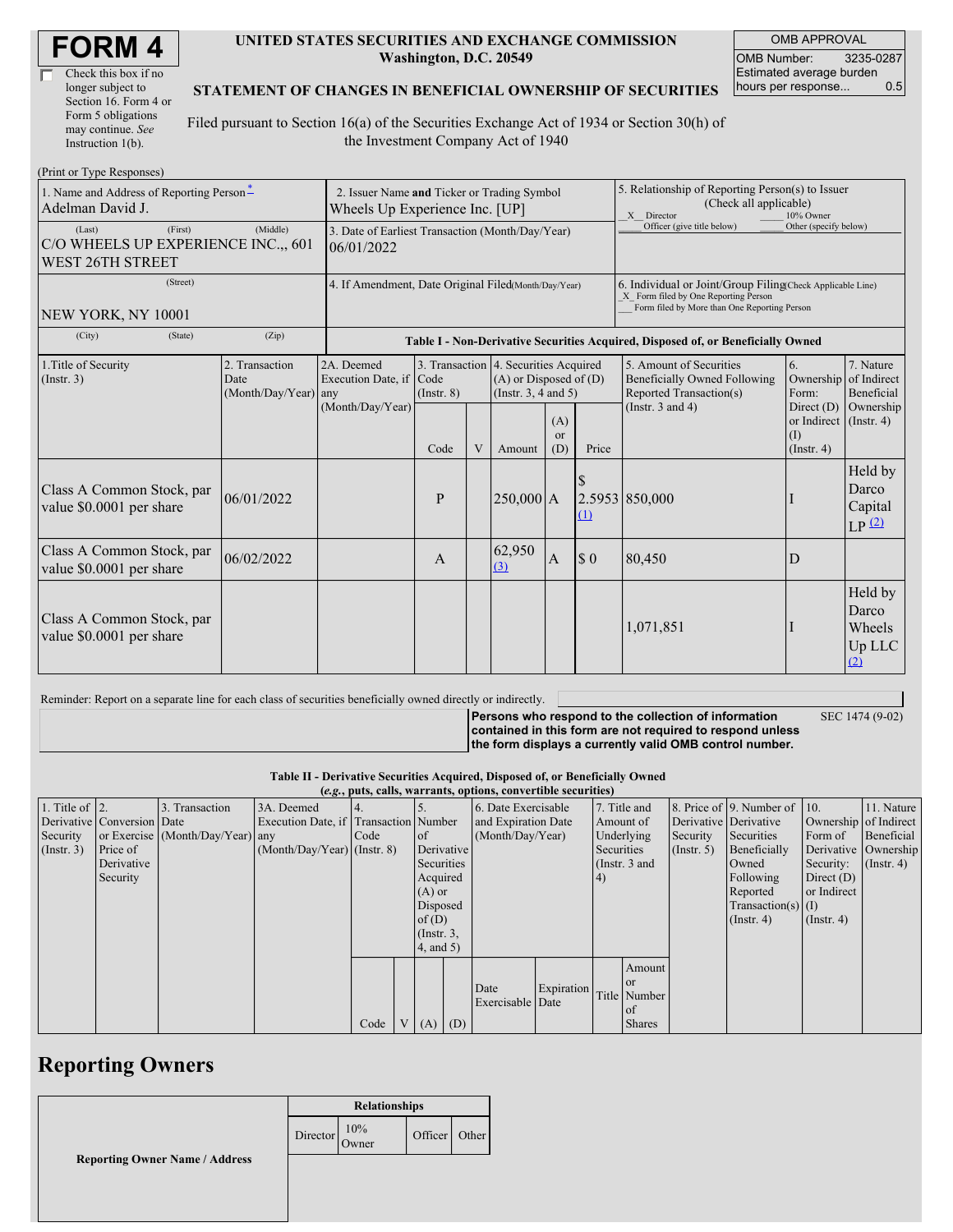# FORM 4

☐ Check this box if no longer subject to Section 16. Form 4 or Form 5 obligations may continue. *See* Instruction 1(b).

**UNITED STATES SECURITIES AND EXCHANGE COMMISSION**
**Washington, D.C. 20549**

**STATEMENT OF CHANGES IN BENEFICIAL OWNERSHIP OF SECURITIES**

Filed pursuant to Section 16(a) of the Securities Exchange Act of 1934 or Section 30(h) of the Investment Company Act of 1940

| OMB APPROVAL | |
|---|---|
| OMB Number: | 3235-0287 |
| Estimated average burden hours per response... | 0.5 |

(Print or Type Responses)

| 1. Name and Address of Reporting Person * | 2. Issuer Name and Ticker or Trading Symbol | 5. Relationship of Reporting Person(s) to Issuer (Check all applicable) |
|---|---|---|
| Adelman David J. | Wheels Up Experience Inc. [UP] | _X_ Director ___ 10% Owner ___ Officer (give title below) ___ Other (specify below) |
| (Last) (First) (Middle) C/O WHEELS UP EXPERIENCE INC.,, 601 WEST 26TH STREET | 3. Date of Earliest Transaction (Month/Day/Year) 06/01/2022 | |
| (Street) NEW YORK, NY 10001 | 4. If Amendment, Date Original Filed (Month/Day/Year) | 6. Individual or Joint/Group Filing (Check Applicable Line) _X_ Form filed by One Reporting Person ___ Form filed by More than One Reporting Person |
| (City) (State) (Zip) | | |

**Table I - Non-Derivative Securities Acquired, Disposed of, or Beneficially Owned**

| 1.Title of Security (Instr. 3) | 2. Transaction Date (Month/Day/Year) | 2A. Deemed Execution Date, if any (Month/Day/Year) | 3. Transaction Code (Instr. 8) | | 4. Securities Acquired (A) or Disposed of (D) (Instr. 3, 4 and 5) | | | 5. Amount of Securities Beneficially Owned Following Reported Transaction(s) (Instr. 3 and 4) | 6. Ownership Form: Direct (D) or Indirect (I) (Instr. 4) | 7. Nature of Indirect Beneficial Ownership (Instr. 4) |
|---|---|---|---|---|---|---|---|---|---|---|
| | | | Code | V | Amount | (A) or (D) | Price | | | |
| Class A Common Stock, par value $0.0001 per share | 06/01/2022 | | P | | 250,000 | A | $ 2.5953 (1) | 850,000 | I | Held by Darco Capital LP (2) |
| Class A Common Stock, par value $0.0001 per share | 06/02/2022 | | A | | 62,950 (3) | A | $ 0 | 80,450 | D | |
| Class A Common Stock, par value $0.0001 per share | | | | | | | | 1,071,851 | I | Held by Darco Wheels Up LLC (2) |

Reminder: Report on a separate line for each class of securities beneficially owned directly or indirectly.

**Persons who respond to the collection of information contained in this form are not required to respond unless the form displays a currently valid OMB control number.** SEC 1474 (9-02)

**Table II - Derivative Securities Acquired, Disposed of, or Beneficially Owned**
***(e.g., puts, calls, warrants, options, convertible securities)***

| 1. Title of Derivative Security (Instr. 3) | 2. Conversion or Exercise Price of Derivative Security | 3. Transaction Date (Month/Day/Year) | 3A. Deemed Execution Date, if any (Month/Day/Year) | 4. Transaction Code (Instr. 8) | | 5. Number of Derivative Securities Acquired (A) or Disposed of (D) (Instr. 3, 4, and 5) | | 6. Date Exercisable and Expiration Date (Month/Day/Year) | | 7. Title and Amount of Underlying Securities (Instr. 3 and 4) | | 8. Price of Derivative Security (Instr. 5) | 9. Number of Derivative Securities Beneficially Owned Following Reported Transaction(s) (Instr. 4) | 10. Ownership Form of Derivative Security: Direct (D) or Indirect (I) (Instr. 4) | 11. Nature of Indirect Beneficial Ownership (Instr. 4) |
|---|---|---|---|---|---|---|---|---|---|---|---|---|---|---|---|
| | | | | Code | V | (A) | (D) | Date Exercisable | Expiration Date | Title | Amount or Number of Shares | | | | |

## Reporting Owners

| Reporting Owner Name / Address | Relationships | | | |
|---|---|---|---|---|
| | Director | 10% Owner | Officer | Other |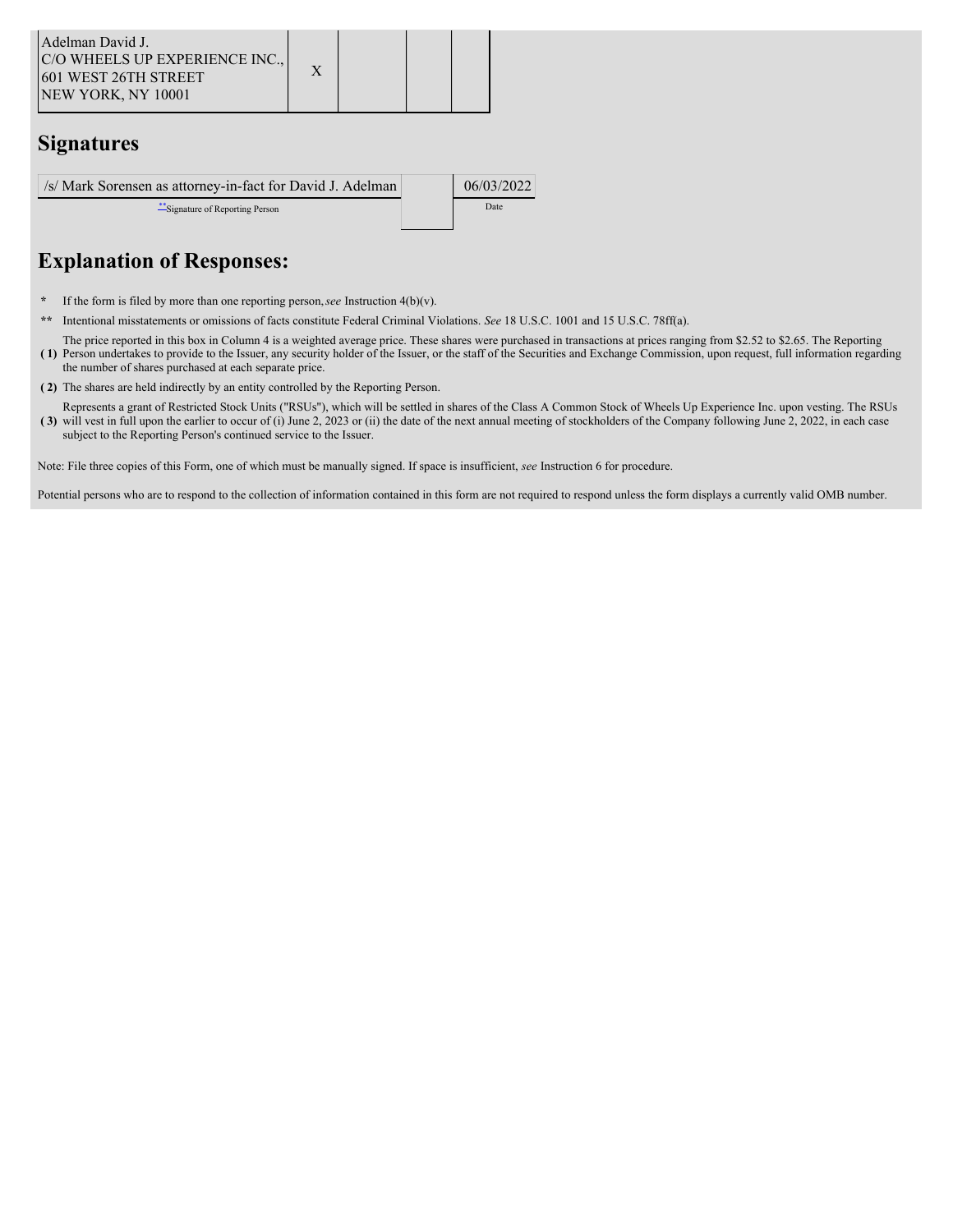| | | | | |
|---|---|---|---|---|
| Adelman David J.<br>C/O WHEELS UP EXPERIENCE INC.,<br>601 WEST 26TH STREET<br>NEW YORK, NY 10001 | X | | | |

## Signatures

| | | |
|---|---|---|
| /s/ Mark Sorensen as attorney-in-fact for David J. Adelman | | 06/03/2022 |
| **Signature of Reporting Person | | Date |

## Explanation of Responses:

\* If the form is filed by more than one reporting person, *see* Instruction 4(b)(v).

** Intentional misstatements or omissions of facts constitute Federal Criminal Violations. *See* 18 U.S.C. 1001 and 15 U.S.C. 78ff(a).

( 1) The price reported in this box in Column 4 is a weighted average price. These shares were purchased in transactions at prices ranging from $2.52 to $2.65. The Reporting Person undertakes to provide to the Issuer, any security holder of the Issuer, or the staff of the Securities and Exchange Commission, upon request, full information regarding the number of shares purchased at each separate price.

( 2) The shares are held indirectly by an entity controlled by the Reporting Person.

( 3) Represents a grant of Restricted Stock Units ("RSUs"), which will be settled in shares of the Class A Common Stock of Wheels Up Experience Inc. upon vesting. The RSUs will vest in full upon the earlier to occur of (i) June 2, 2023 or (ii) the date of the next annual meeting of stockholders of the Company following June 2, 2022, in each case subject to the Reporting Person's continued service to the Issuer.

Note: File three copies of this Form, one of which must be manually signed. If space is insufficient, *see* Instruction 6 for procedure.

Potential persons who are to respond to the collection of information contained in this form are not required to respond unless the form displays a currently valid OMB number.